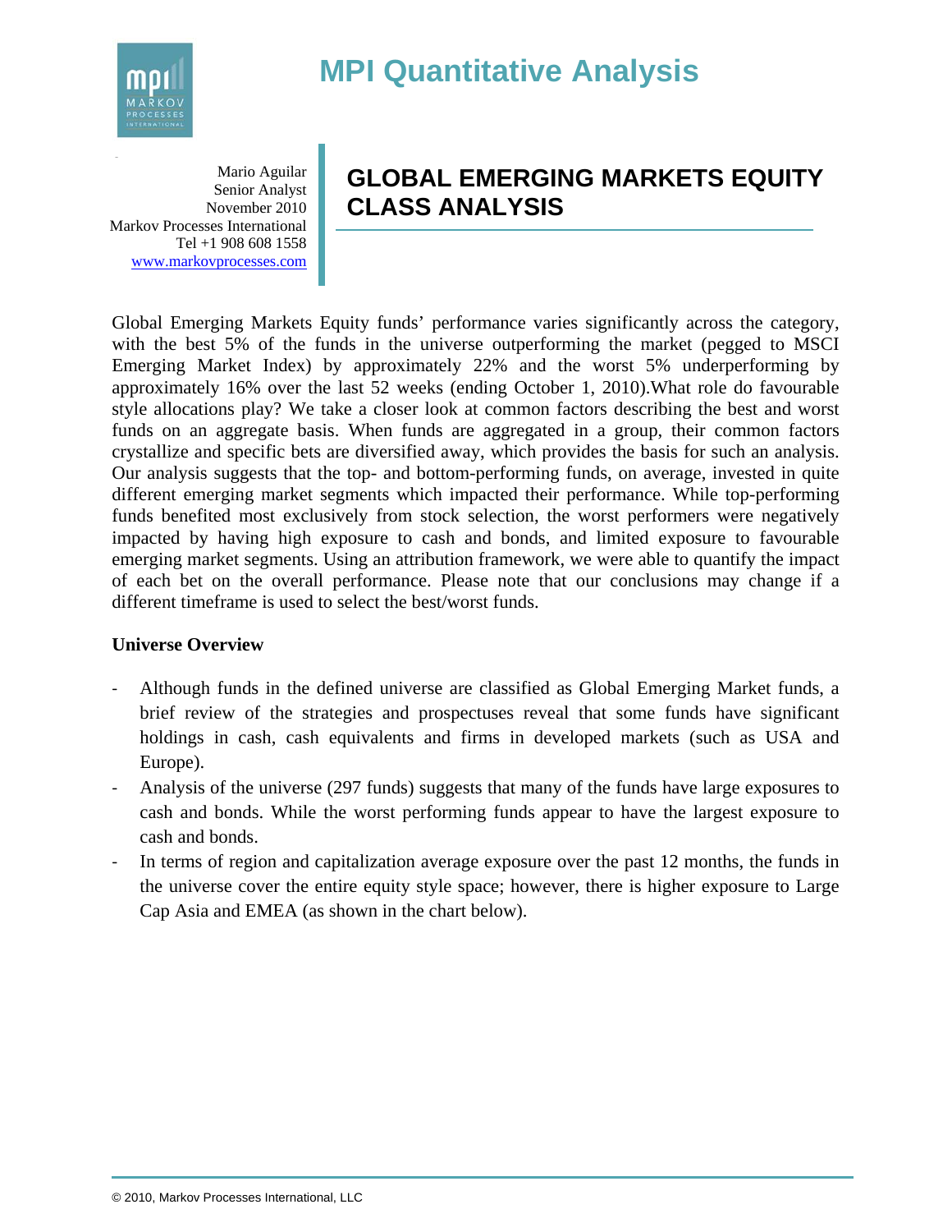# MPI Quantitative Analysis

Mario Aguilar
Senior Analyst
November 2010
Markov Processes International
Tel +1 908 608 1558
www.markovprocesses.com

## GLOBAL EMERGING MARKETS EQUITY CLASS ANALYSIS

Global Emerging Markets Equity funds' performance varies significantly across the category, with the best 5% of the funds in the universe outperforming the market (pegged to MSCI Emerging Market Index) by approximately 22% and the worst 5% underperforming by approximately 16% over the last 52 weeks (ending October 1, 2010).What role do favourable style allocations play? We take a closer look at common factors describing the best and worst funds on an aggregate basis. When funds are aggregated in a group, their common factors crystallize and specific bets are diversified away, which provides the basis for such an analysis. Our analysis suggests that the top- and bottom-performing funds, on average, invested in quite different emerging market segments which impacted their performance. While top-performing funds benefited most exclusively from stock selection, the worst performers were negatively impacted by having high exposure to cash and bonds, and limited exposure to favourable emerging market segments. Using an attribution framework, we were able to quantify the impact of each bet on the overall performance. Please note that our conclusions may change if a different timeframe is used to select the best/worst funds.

**Universe Overview**

- Although funds in the defined universe are classified as Global Emerging Market funds, a brief review of the strategies and prospectuses reveal that some funds have significant holdings in cash, cash equivalents and firms in developed markets (such as USA and Europe).
- Analysis of the universe (297 funds) suggests that many of the funds have large exposures to cash and bonds. While the worst performing funds appear to have the largest exposure to cash and bonds.
- In terms of region and capitalization average exposure over the past 12 months, the funds in the universe cover the entire equity style space; however, there is higher exposure to Large Cap Asia and EMEA (as shown in the chart below).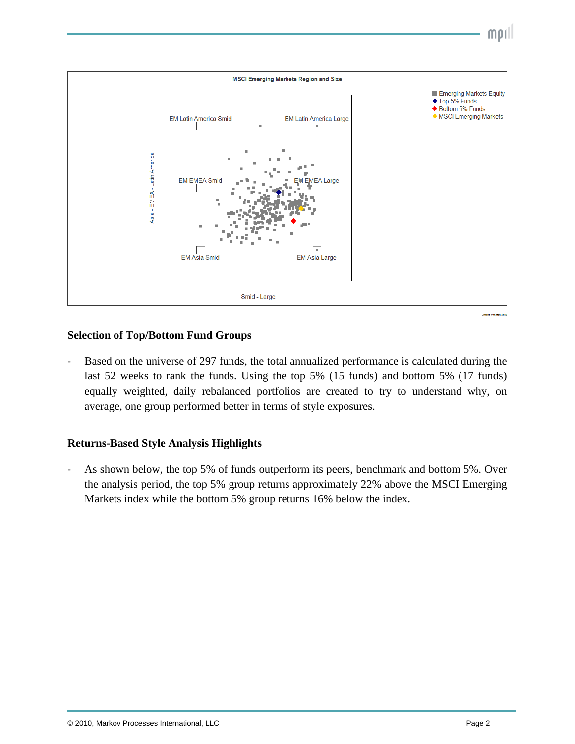## Selection of Top/Bottom Fund Groups

- Based on the universe of 297 funds, the total annualized performance is calculated during the last 52 weeks to rank the funds. Using the top 5% (15 funds) and bottom 5% (17 funds) equally weighted, daily rebalanced portfolios are created to try to understand why, on average, one group performed better in terms of style exposures.

## Returns-Based Style Analysis Highlights

- As shown below, the top 5% of funds outperform its peers, benchmark and bottom 5%. Over the analysis period, the top 5% group returns approximately 22% above the MSCI Emerging Markets index while the bottom 5% group returns 16% below the index.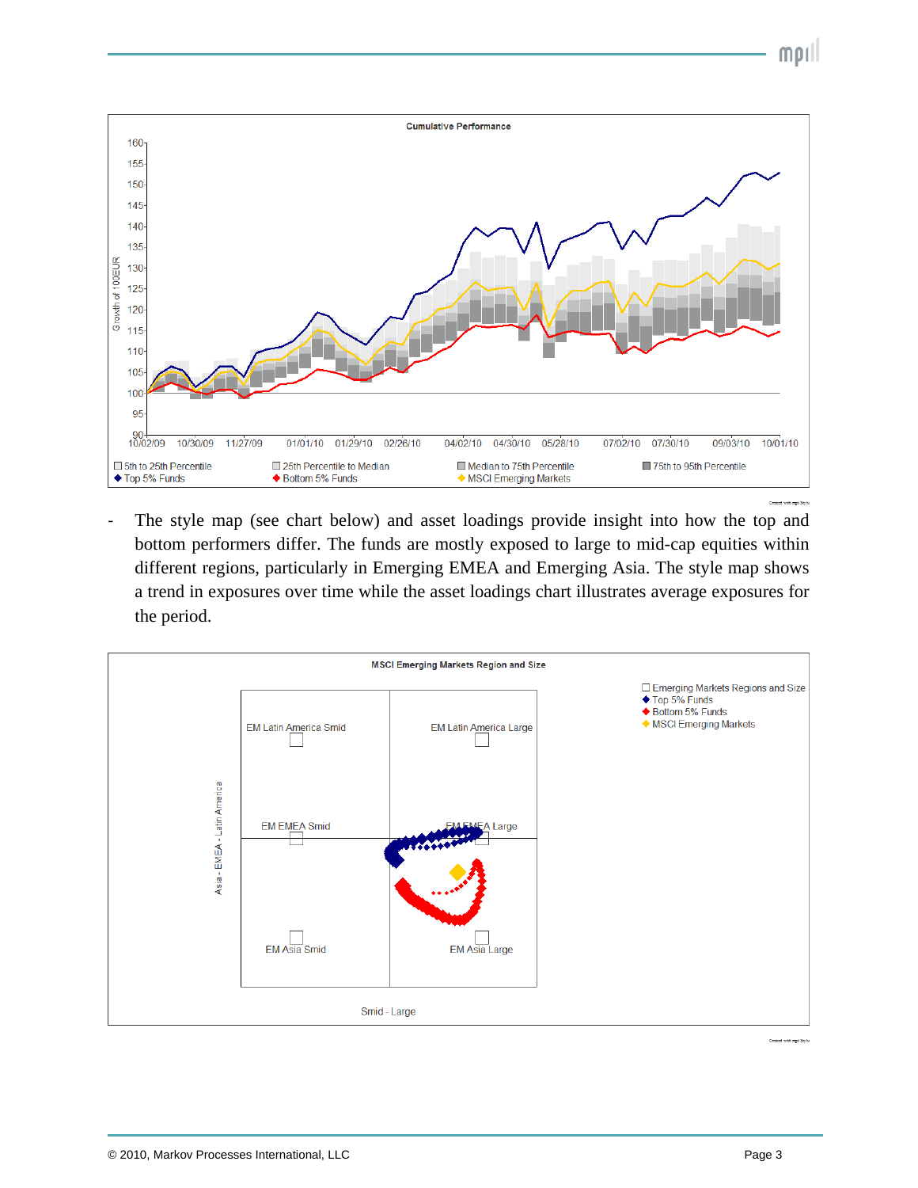**Cumulative Performance**

- The style map (see chart below) and asset loadings provide insight into how the top and bottom performers differ. The funds are mostly exposed to large to mid-cap equities within different regions, particularly in Emerging EMEA and Emerging Asia. The style map shows a trend in exposures over time while the asset loadings chart illustrates average exposures for the period.

**MSCI Emerging Markets Region and Size**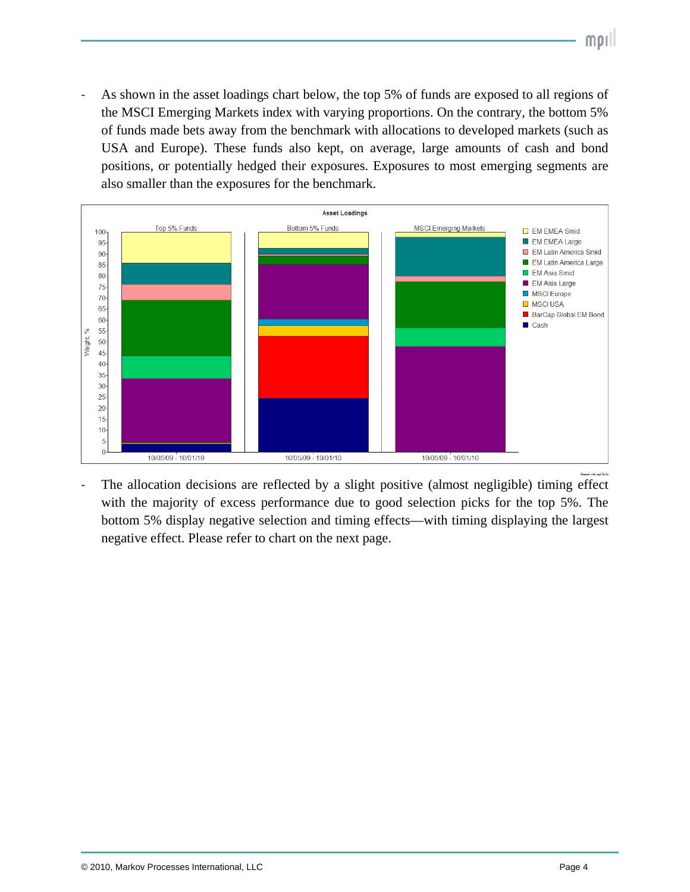- As shown in the asset loadings chart below, the top 5% of funds are exposed to all regions of the MSCI Emerging Markets index with varying proportions. On the contrary, the bottom 5% of funds made bets away from the benchmark with allocations to developed markets (such as USA and Europe). These funds also kept, on average, large amounts of cash and bond positions, or potentially hedged their exposures. Exposures to most emerging segments are also smaller than the exposures for the benchmark.

- The allocation decisions are reflected by a slight positive (almost negligible) timing effect with the majority of excess performance due to good selection picks for the top 5%. The bottom 5% display negative selection and timing effects—with timing displaying the largest negative effect. Please refer to chart on the next page.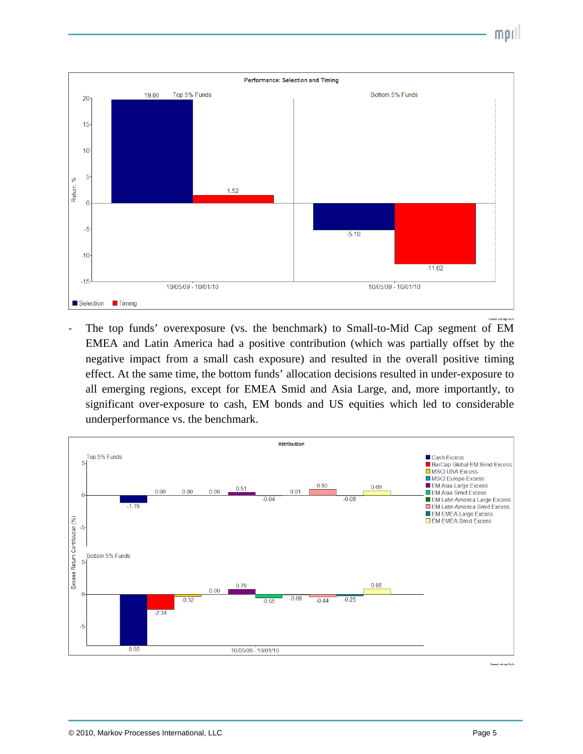- The top funds' overexposure (vs. the benchmark) to Small-to-Mid Cap segment of EM EMEA and Latin America had a positive contribution (which was partially offset by the negative impact from a small cash exposure) and resulted in the overall positive timing effect. At the same time, the bottom funds' allocation decisions resulted in under-exposure to all emerging regions, except for EMEA Smid and Asia Large, and, more importantly, to significant over-exposure to cash, EM bonds and US equities which led to considerable underperformance vs. the benchmark.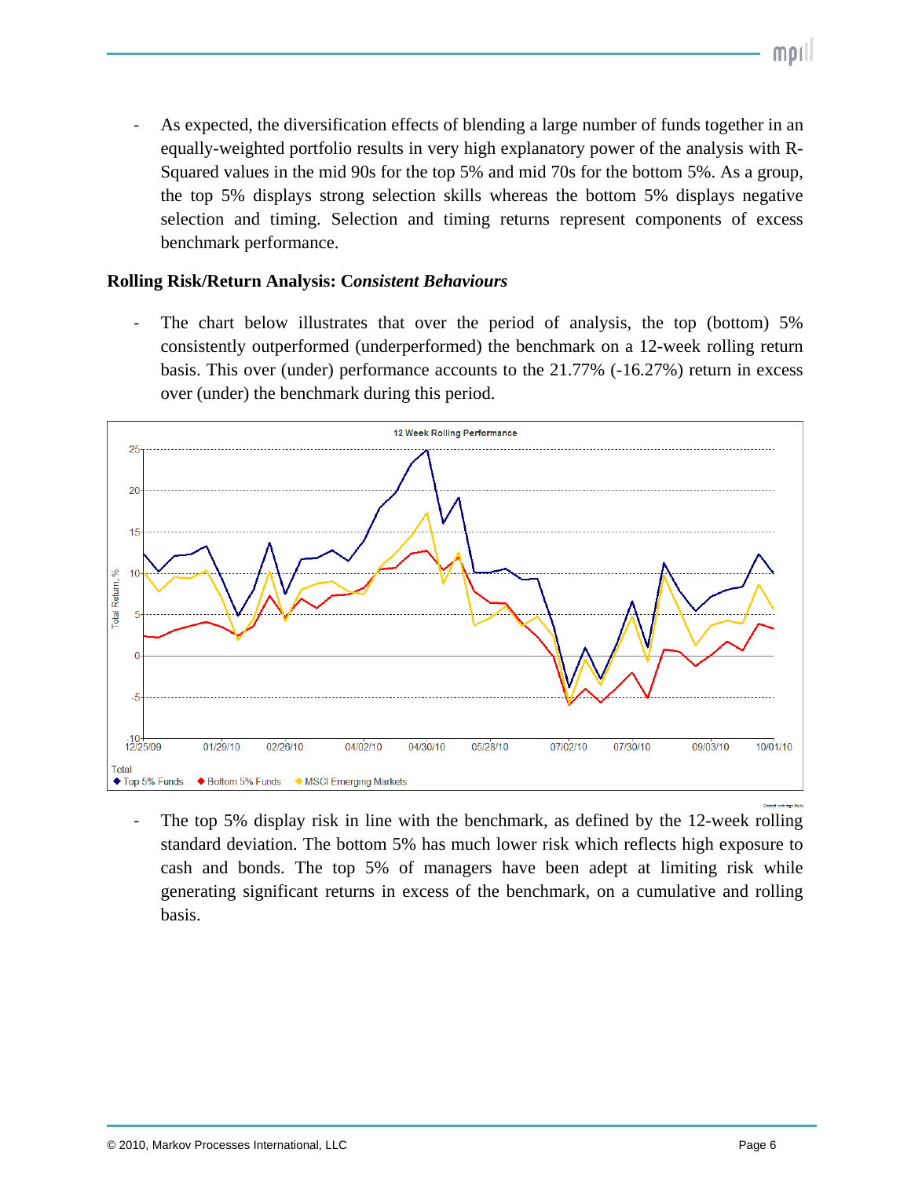- As expected, the diversification effects of blending a large number of funds together in an equally-weighted portfolio results in very high explanatory power of the analysis with R-Squared values in the mid 90s for the top 5% and mid 70s for the bottom 5%. As a group, the top 5% displays strong selection skills whereas the bottom 5% displays negative selection and timing. Selection and timing returns represent components of excess benchmark performance.

**Rolling Risk/Return Analysis: C*onsistent Behaviours***

- The chart below illustrates that over the period of analysis, the top (bottom) 5% consistently outperformed (underperformed) the benchmark on a 12-week rolling return basis. This over (under) performance accounts to the 21.77% (-16.27%) return in excess over (under) the benchmark during this period.

- The top 5% display risk in line with the benchmark, as defined by the 12-week rolling standard deviation. The bottom 5% has much lower risk which reflects high exposure to cash and bonds. The top 5% of managers have been adept at limiting risk while generating significant returns in excess of the benchmark, on a cumulative and rolling basis.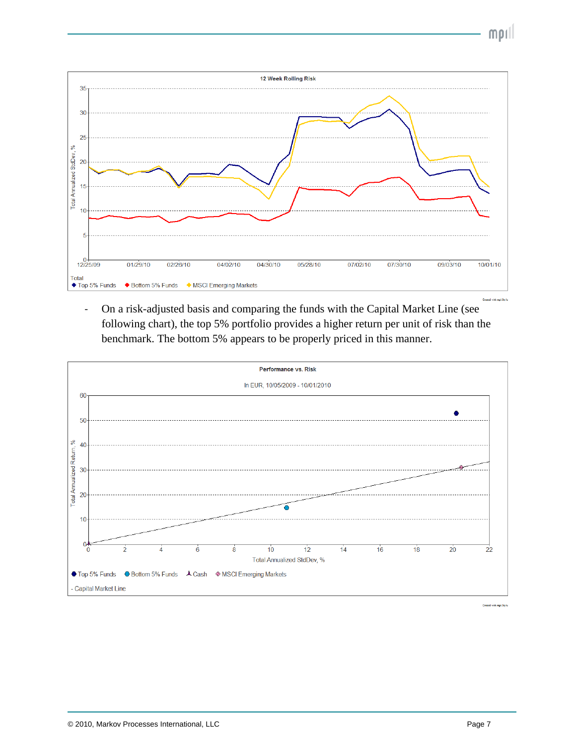- On a risk-adjusted basis and comparing the funds with the Capital Market Line (see following chart), the top 5% portfolio provides a higher return per unit of risk than the benchmark. The bottom 5% appears to be properly priced in this manner.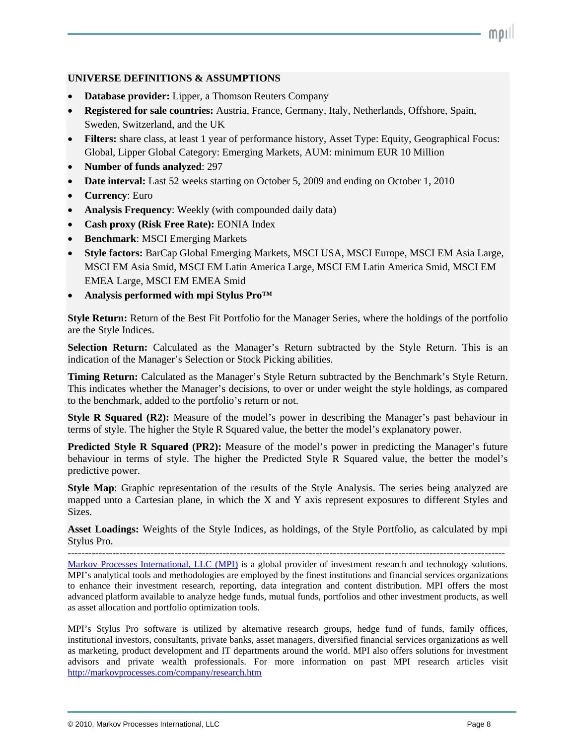## UNIVERSE DEFINITIONS & ASSUMPTIONS

- **Database provider:** Lipper, a Thomson Reuters Company
- **Registered for sale countries:** Austria, France, Germany, Italy, Netherlands, Offshore, Spain, Sweden, Switzerland, and the UK
- **Filters:** share class, at least 1 year of performance history, Asset Type: Equity, Geographical Focus: Global, Lipper Global Category: Emerging Markets, AUM: minimum EUR 10 Million
- **Number of funds analyzed**: 297
- **Date interval:** Last 52 weeks starting on October 5, 2009 and ending on October 1, 2010
- **Currency**: Euro
- **Analysis Frequency**: Weekly (with compounded daily data)
- **Cash proxy (Risk Free Rate):** EONIA Index
- **Benchmark**: MSCI Emerging Markets
- **Style factors:** BarCap Global Emerging Markets, MSCI USA, MSCI Europe, MSCI EM Asia Large, MSCI EM Asia Smid, MSCI EM Latin America Large, MSCI EM Latin America Smid, MSCI EM EMEA Large, MSCI EM EMEA Smid
- **Analysis performed with mpi Stylus Pro™**

**Style Return:** Return of the Best Fit Portfolio for the Manager Series, where the holdings of the portfolio are the Style Indices.

**Selection Return:** Calculated as the Manager's Return subtracted by the Style Return. This is an indication of the Manager's Selection or Stock Picking abilities.

**Timing Return:** Calculated as the Manager's Style Return subtracted by the Benchmark's Style Return. This indicates whether the Manager's decisions, to over or under weight the style holdings, as compared to the benchmark, added to the portfolio's return or not.

**Style R Squared (R2):** Measure of the model's power in describing the Manager's past behaviour in terms of style. The higher the Style R Squared value, the better the model's explanatory power.

**Predicted Style R Squared (PR2):** Measure of the model's power in predicting the Manager's future behaviour in terms of style. The higher the Predicted Style R Squared value, the better the model's predictive power.

**Style Map**: Graphic representation of the results of the Style Analysis. The series being analyzed are mapped unto a Cartesian plane, in which the X and Y axis represent exposures to different Styles and Sizes.

**Asset Loadings:** Weights of the Style Indices, as holdings, of the Style Portfolio, as calculated by mpi Stylus Pro.

---

Markov Processes International, LLC (MPI) is a global provider of investment research and technology solutions. MPI's analytical tools and methodologies are employed by the finest institutions and financial services organizations to enhance their investment research, reporting, data integration and content distribution. MPI offers the most advanced platform available to analyze hedge funds, mutual funds, portfolios and other investment products, as well as asset allocation and portfolio optimization tools.

MPI's Stylus Pro software is utilized by alternative research groups, hedge fund of funds, family offices, institutional investors, consultants, private banks, asset managers, diversified financial services organizations as well as marketing, product development and IT departments around the world. MPI also offers solutions for investment advisors and private wealth professionals. For more information on past MPI research articles visit http://markovprocesses.com/company/research.htm